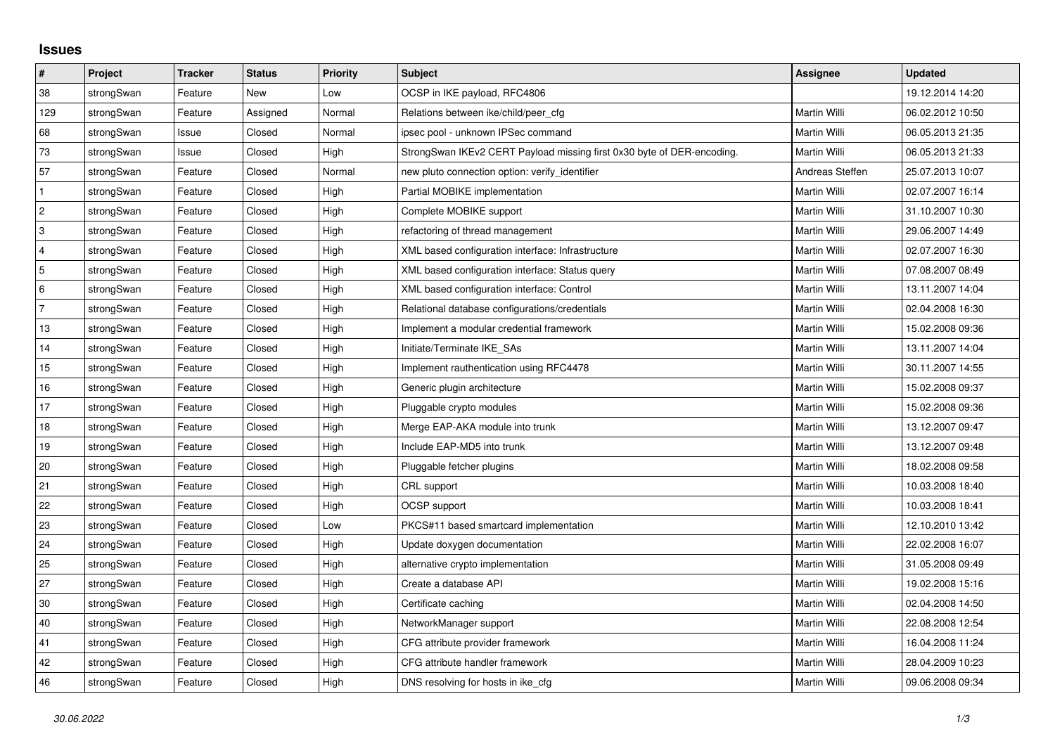## Issues

| # | Project | Tracker | Status | Priority | Subject | Assignee | Updated |
|---|---|---|---|---|---|---|---|
| 38 | strongSwan | Feature | New | Low | OCSP in IKE payload, RFC4806 | | 19.12.2014 14:20 |
| 129 | strongSwan | Feature | Assigned | Normal | Relations between ike/child/peer_cfg | Martin Willi | 06.02.2012 10:50 |
| 68 | strongSwan | Issue | Closed | Normal | ipsec pool - unknown IPSec command | Martin Willi | 06.05.2013 21:35 |
| 73 | strongSwan | Issue | Closed | High | StrongSwan IKEv2 CERT Payload missing first 0x30 byte of DER-encoding. | Martin Willi | 06.05.2013 21:33 |
| 57 | strongSwan | Feature | Closed | Normal | new pluto connection option: verify_identifier | Andreas Steffen | 25.07.2013 10:07 |
| 1 | strongSwan | Feature | Closed | High | Partial MOBIKE implementation | Martin Willi | 02.07.2007 16:14 |
| 2 | strongSwan | Feature | Closed | High | Complete MOBIKE support | Martin Willi | 31.10.2007 10:30 |
| 3 | strongSwan | Feature | Closed | High | refactoring of thread management | Martin Willi | 29.06.2007 14:49 |
| 4 | strongSwan | Feature | Closed | High | XML based configuration interface: Infrastructure | Martin Willi | 02.07.2007 16:30 |
| 5 | strongSwan | Feature | Closed | High | XML based configuration interface: Status query | Martin Willi | 07.08.2007 08:49 |
| 6 | strongSwan | Feature | Closed | High | XML based configuration interface: Control | Martin Willi | 13.11.2007 14:04 |
| 7 | strongSwan | Feature | Closed | High | Relational database configurations/credentials | Martin Willi | 02.04.2008 16:30 |
| 13 | strongSwan | Feature | Closed | High | Implement a modular credential framework | Martin Willi | 15.02.2008 09:36 |
| 14 | strongSwan | Feature | Closed | High | Initiate/Terminate IKE_SAs | Martin Willi | 13.11.2007 14:04 |
| 15 | strongSwan | Feature | Closed | High | Implement rauthentication using RFC4478 | Martin Willi | 30.11.2007 14:55 |
| 16 | strongSwan | Feature | Closed | High | Generic plugin architecture | Martin Willi | 15.02.2008 09:37 |
| 17 | strongSwan | Feature | Closed | High | Pluggable crypto modules | Martin Willi | 15.02.2008 09:36 |
| 18 | strongSwan | Feature | Closed | High | Merge EAP-AKA module into trunk | Martin Willi | 13.12.2007 09:47 |
| 19 | strongSwan | Feature | Closed | High | Include EAP-MD5 into trunk | Martin Willi | 13.12.2007 09:48 |
| 20 | strongSwan | Feature | Closed | High | Pluggable fetcher plugins | Martin Willi | 18.02.2008 09:58 |
| 21 | strongSwan | Feature | Closed | High | CRL support | Martin Willi | 10.03.2008 18:40 |
| 22 | strongSwan | Feature | Closed | High | OCSP support | Martin Willi | 10.03.2008 18:41 |
| 23 | strongSwan | Feature | Closed | Low | PKCS#11 based smartcard implementation | Martin Willi | 12.10.2010 13:42 |
| 24 | strongSwan | Feature | Closed | High | Update doxygen documentation | Martin Willi | 22.02.2008 16:07 |
| 25 | strongSwan | Feature | Closed | High | alternative crypto implementation | Martin Willi | 31.05.2008 09:49 |
| 27 | strongSwan | Feature | Closed | High | Create a database API | Martin Willi | 19.02.2008 15:16 |
| 30 | strongSwan | Feature | Closed | High | Certificate caching | Martin Willi | 02.04.2008 14:50 |
| 40 | strongSwan | Feature | Closed | High | NetworkManager support | Martin Willi | 22.08.2008 12:54 |
| 41 | strongSwan | Feature | Closed | High | CFG attribute provider framework | Martin Willi | 16.04.2008 11:24 |
| 42 | strongSwan | Feature | Closed | High | CFG attribute handler framework | Martin Willi | 28.04.2009 10:23 |
| 46 | strongSwan | Feature | Closed | High | DNS resolving for hosts in ike_cfg | Martin Willi | 09.06.2008 09:34 |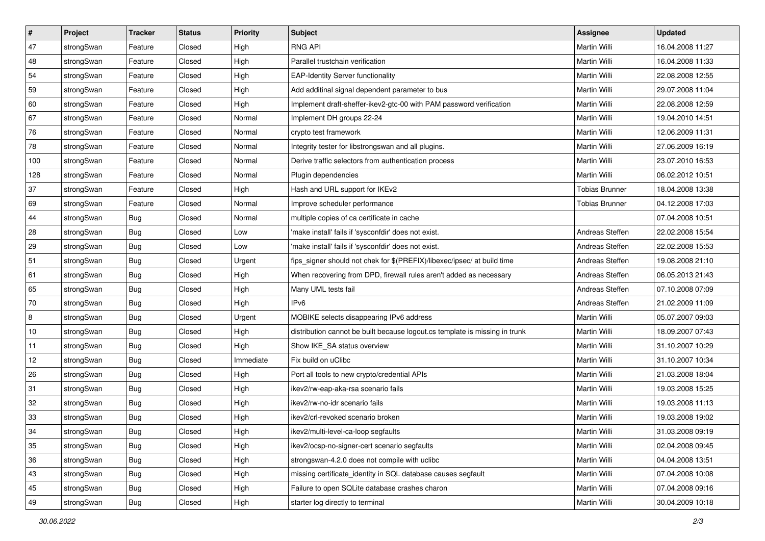| # | Project | Tracker | Status | Priority | Subject | Assignee | Updated |
|---|---|---|---|---|---|---|---|
| 47 | strongSwan | Feature | Closed | High | RNG API | Martin Willi | 16.04.2008 11:27 |
| 48 | strongSwan | Feature | Closed | High | Parallel trustchain verification | Martin Willi | 16.04.2008 11:33 |
| 54 | strongSwan | Feature | Closed | High | EAP-Identity Server functionality | Martin Willi | 22.08.2008 12:55 |
| 59 | strongSwan | Feature | Closed | High | Add additinal signal dependent parameter to bus | Martin Willi | 29.07.2008 11:04 |
| 60 | strongSwan | Feature | Closed | High | Implement draft-sheffer-ikev2-gtc-00 with PAM password verification | Martin Willi | 22.08.2008 12:59 |
| 67 | strongSwan | Feature | Closed | Normal | Implement DH groups 22-24 | Martin Willi | 19.04.2010 14:51 |
| 76 | strongSwan | Feature | Closed | Normal | crypto test framework | Martin Willi | 12.06.2009 11:31 |
| 78 | strongSwan | Feature | Closed | Normal | Integrity tester for libstrongswan and all plugins. | Martin Willi | 27.06.2009 16:19 |
| 100 | strongSwan | Feature | Closed | Normal | Derive traffic selectors from authentication process | Martin Willi | 23.07.2010 16:53 |
| 128 | strongSwan | Feature | Closed | Normal | Plugin dependencies | Martin Willi | 06.02.2012 10:51 |
| 37 | strongSwan | Feature | Closed | High | Hash and URL support for IKEv2 | Tobias Brunner | 18.04.2008 13:38 |
| 69 | strongSwan | Feature | Closed | Normal | Improve scheduler performance | Tobias Brunner | 04.12.2008 17:03 |
| 44 | strongSwan | Bug | Closed | Normal | multiple copies of ca certificate in cache | | 07.04.2008 10:51 |
| 28 | strongSwan | Bug | Closed | Low | 'make install' fails if 'sysconfdir' does not exist. | Andreas Steffen | 22.02.2008 15:54 |
| 29 | strongSwan | Bug | Closed | Low | 'make install' fails if 'sysconfdir' does not exist. | Andreas Steffen | 22.02.2008 15:53 |
| 51 | strongSwan | Bug | Closed | Urgent | fips_signer should not chek for $(PREFIX)/libexec/ipsec/ at build time | Andreas Steffen | 19.08.2008 21:10 |
| 61 | strongSwan | Bug | Closed | High | When recovering from DPD, firewall rules aren't added as necessary | Andreas Steffen | 06.05.2013 21:43 |
| 65 | strongSwan | Bug | Closed | High | Many UML tests fail | Andreas Steffen | 07.10.2008 07:09 |
| 70 | strongSwan | Bug | Closed | High | IPv6 | Andreas Steffen | 21.02.2009 11:09 |
| 8 | strongSwan | Bug | Closed | Urgent | MOBIKE selects disappearing IPv6 address | Martin Willi | 05.07.2007 09:03 |
| 10 | strongSwan | Bug | Closed | High | distribution cannot be built because logout.cs template is missing in trunk | Martin Willi | 18.09.2007 07:43 |
| 11 | strongSwan | Bug | Closed | High | Show IKE_SA status overview | Martin Willi | 31.10.2007 10:29 |
| 12 | strongSwan | Bug | Closed | Immediate | Fix build on uClibc | Martin Willi | 31.10.2007 10:34 |
| 26 | strongSwan | Bug | Closed | High | Port all tools to new crypto/credential APIs | Martin Willi | 21.03.2008 18:04 |
| 31 | strongSwan | Bug | Closed | High | ikev2/rw-eap-aka-rsa scenario fails | Martin Willi | 19.03.2008 15:25 |
| 32 | strongSwan | Bug | Closed | High | ikev2/rw-no-idr scenario fails | Martin Willi | 19.03.2008 11:13 |
| 33 | strongSwan | Bug | Closed | High | ikev2/crl-revoked scenario broken | Martin Willi | 19.03.2008 19:02 |
| 34 | strongSwan | Bug | Closed | High | ikev2/multi-level-ca-loop segfaults | Martin Willi | 31.03.2008 09:19 |
| 35 | strongSwan | Bug | Closed | High | ikev2/ocsp-no-signer-cert scenario segfaults | Martin Willi | 02.04.2008 09:45 |
| 36 | strongSwan | Bug | Closed | High | strongswan-4.2.0 does not compile with uclibc | Martin Willi | 04.04.2008 13:51 |
| 43 | strongSwan | Bug | Closed | High | missing certificate_identity in SQL database causes segfault | Martin Willi | 07.04.2008 10:08 |
| 45 | strongSwan | Bug | Closed | High | Failure to open SQLite database crashes charon | Martin Willi | 07.04.2008 09:16 |
| 49 | strongSwan | Bug | Closed | High | starter log directly to terminal | Martin Willi | 30.04.2009 10:18 |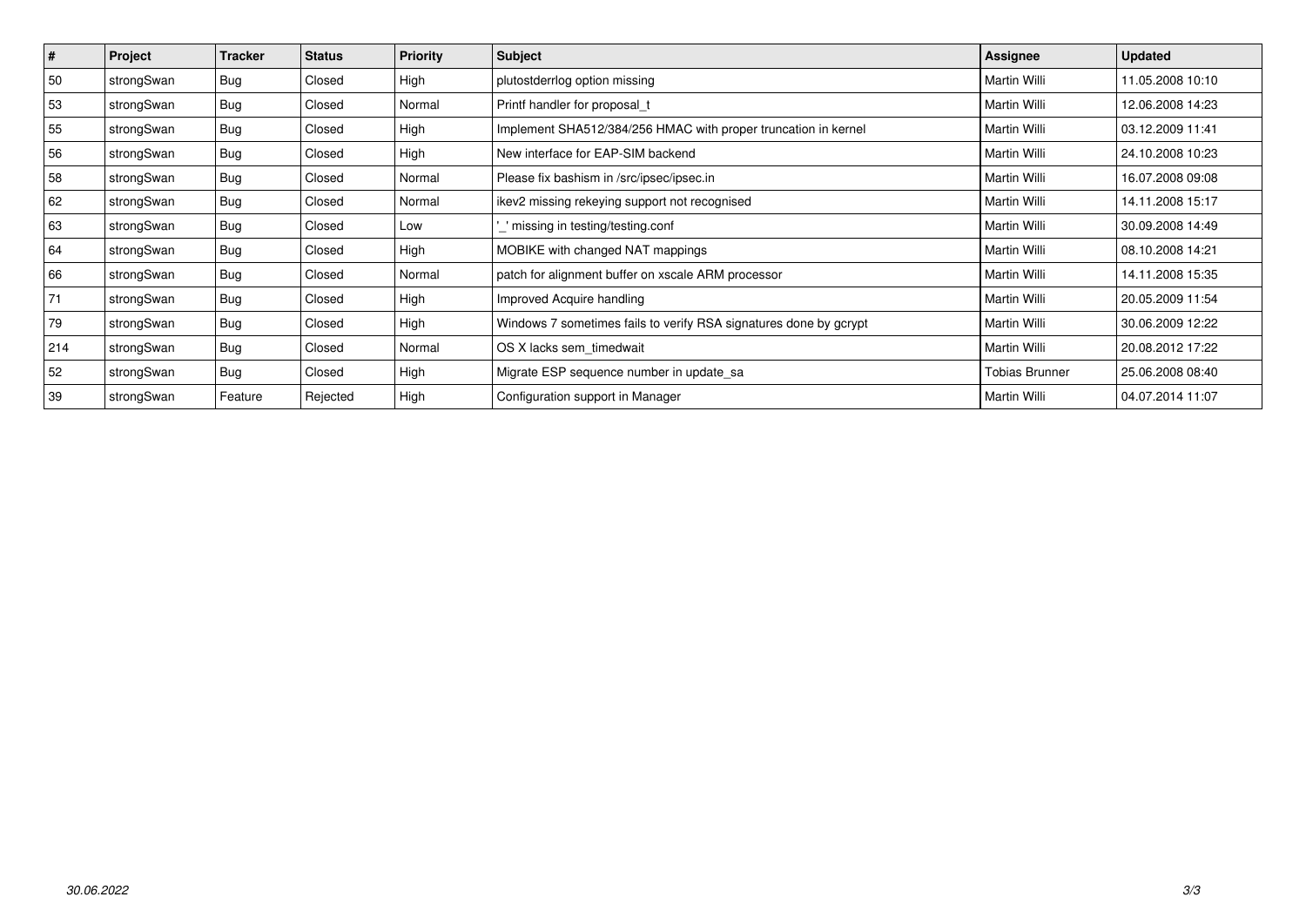| # | Project | Tracker | Status | Priority | Subject | Assignee | Updated |
|---|---|---|---|---|---|---|---|
| 50 | strongSwan | Bug | Closed | High | plutostderrlog option missing | Martin Willi | 11.05.2008 10:10 |
| 53 | strongSwan | Bug | Closed | Normal | Printf handler for proposal_t | Martin Willi | 12.06.2008 14:23 |
| 55 | strongSwan | Bug | Closed | High | Implement SHA512/384/256 HMAC with proper truncation in kernel | Martin Willi | 03.12.2009 11:41 |
| 56 | strongSwan | Bug | Closed | High | New interface for EAP-SIM backend | Martin Willi | 24.10.2008 10:23 |
| 58 | strongSwan | Bug | Closed | Normal | Please fix bashism in /src/ipsec/ipsec.in | Martin Willi | 16.07.2008 09:08 |
| 62 | strongSwan | Bug | Closed | Normal | ikev2 missing rekeying support not recognised | Martin Willi | 14.11.2008 15:17 |
| 63 | strongSwan | Bug | Closed | Low | '_' missing in testing/testing.conf | Martin Willi | 30.09.2008 14:49 |
| 64 | strongSwan | Bug | Closed | High | MOBIKE with changed NAT mappings | Martin Willi | 08.10.2008 14:21 |
| 66 | strongSwan | Bug | Closed | Normal | patch for alignment buffer on xscale ARM processor | Martin Willi | 14.11.2008 15:35 |
| 71 | strongSwan | Bug | Closed | High | Improved Acquire handling | Martin Willi | 20.05.2009 11:54 |
| 79 | strongSwan | Bug | Closed | High | Windows 7 sometimes fails to verify RSA signatures done by gcrypt | Martin Willi | 30.06.2009 12:22 |
| 214 | strongSwan | Bug | Closed | Normal | OS X lacks sem_timedwait | Martin Willi | 20.08.2012 17:22 |
| 52 | strongSwan | Bug | Closed | High | Migrate ESP sequence number in update_sa | Tobias Brunner | 25.06.2008 08:40 |
| 39 | strongSwan | Feature | Rejected | High | Configuration support in Manager | Martin Willi | 04.07.2014 11:07 |